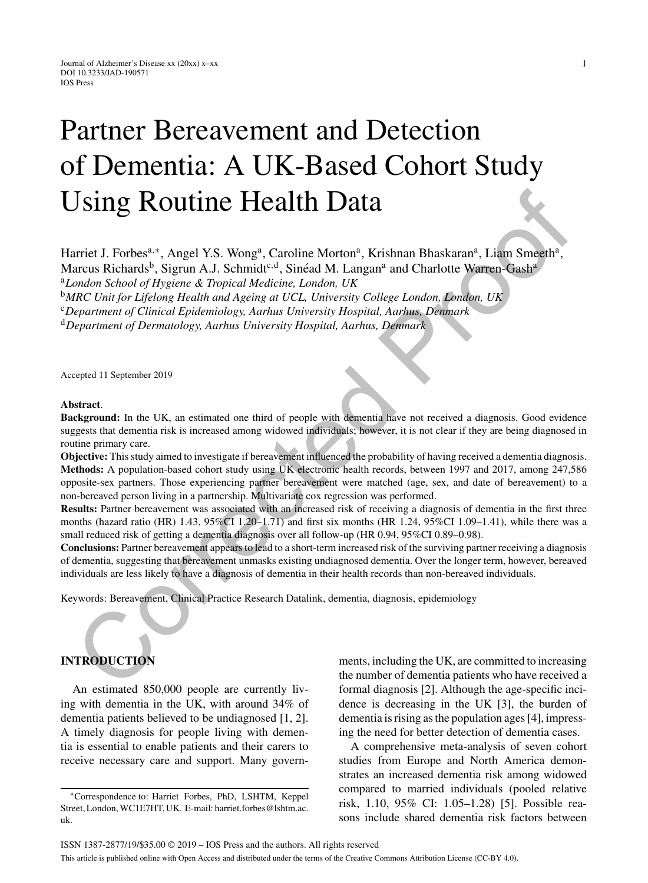# Partner Bereavement and Detection of Dementia: A UK-Based Cohort Study Using Routine Health Data

Harriet J. Forbes[a,*], Angel Y.S. Wong[a], Caroline Morton[a], Krishnan Bhaskaran[a], Liam Smeeth[a], Marcus Richards[b], Sigrun A.J. Schmidt[c,d], Sinéad M. Langan[a] and Charlotte Warren-Gash[a]

[a]*London School of Hygiene & Tropical Medicine, London, UK*

[b]*MRC Unit for Lifelong Health and Ageing at UCL, University College London, London, UK*

[c]*Department of Clinical Epidemiology, Aarhus University Hospital, Aarhus, Denmark*

[d]*Department of Dermatology, Aarhus University Hospital, Aarhus, Denmark*

Accepted 11 September 2019

**Abstract**.

**Background:** In the UK, an estimated one third of people with dementia have not received a diagnosis. Good evidence suggests that dementia risk is increased among widowed individuals; however, it is not clear if they are being diagnosed in routine primary care.

**Objective:** This study aimed to investigate if bereavement influenced the probability of having received a dementia diagnosis.

**Methods:** A population-based cohort study using UK electronic health records, between 1997 and 2017, among 247,586 opposite-sex partners. Those experiencing partner bereavement were matched (age, sex, and date of bereavement) to a non-bereaved person living in a partnership. Multivariate cox regression was performed.

**Results:** Partner bereavement was associated with an increased risk of receiving a diagnosis of dementia in the first three months (hazard ratio (HR) 1.43, 95%CI 1.20–1.71) and first six months (HR 1.24, 95%CI 1.09–1.41), while there was a small reduced risk of getting a dementia diagnosis over all follow-up (HR 0.94, 95%CI 0.89–0.98).

**Conclusions:** Partner bereavement appears to lead to a short-term increased risk of the surviving partner receiving a diagnosis of dementia, suggesting that bereavement unmasks existing undiagnosed dementia. Over the longer term, however, bereaved individuals are less likely to have a diagnosis of dementia in their health records than non-bereaved individuals.

Keywords: Bereavement, Clinical Practice Research Datalink, dementia, diagnosis, epidemiology

## INTRODUCTION

An estimated 850,000 people are currently living with dementia in the UK, with around 34% of dementia patients believed to be undiagnosed [1, 2]. A timely diagnosis for people living with dementia is essential to enable patients and their carers to receive necessary care and support. Many governments, including the UK, are committed to increasing the number of dementia patients who have received a formal diagnosis [2]. Although the age-specific incidence is decreasing in the UK [3], the burden of dementia is rising as the population ages [4], impressing the need for better detection of dementia cases.

A comprehensive meta-analysis of seven cohort studies from Europe and North America demonstrates an increased dementia risk among widowed compared to married individuals (pooled relative risk, 1.10, 95% CI: 1.05–1.28) [5]. Possible reasons include shared dementia risk factors between

*Correspondence to: Harriet Forbes, PhD, LSHTM, Keppel Street, London, WC1E7HT, UK. E-mail: harriet.forbes@lshtm.ac.uk.

ISSN 1387-2877/19/$35.00 © 2019 – IOS Press and the authors. All rights reserved

This article is published online with Open Access and distributed under the terms of the Creative Commons Attribution License (CC-BY 4.0).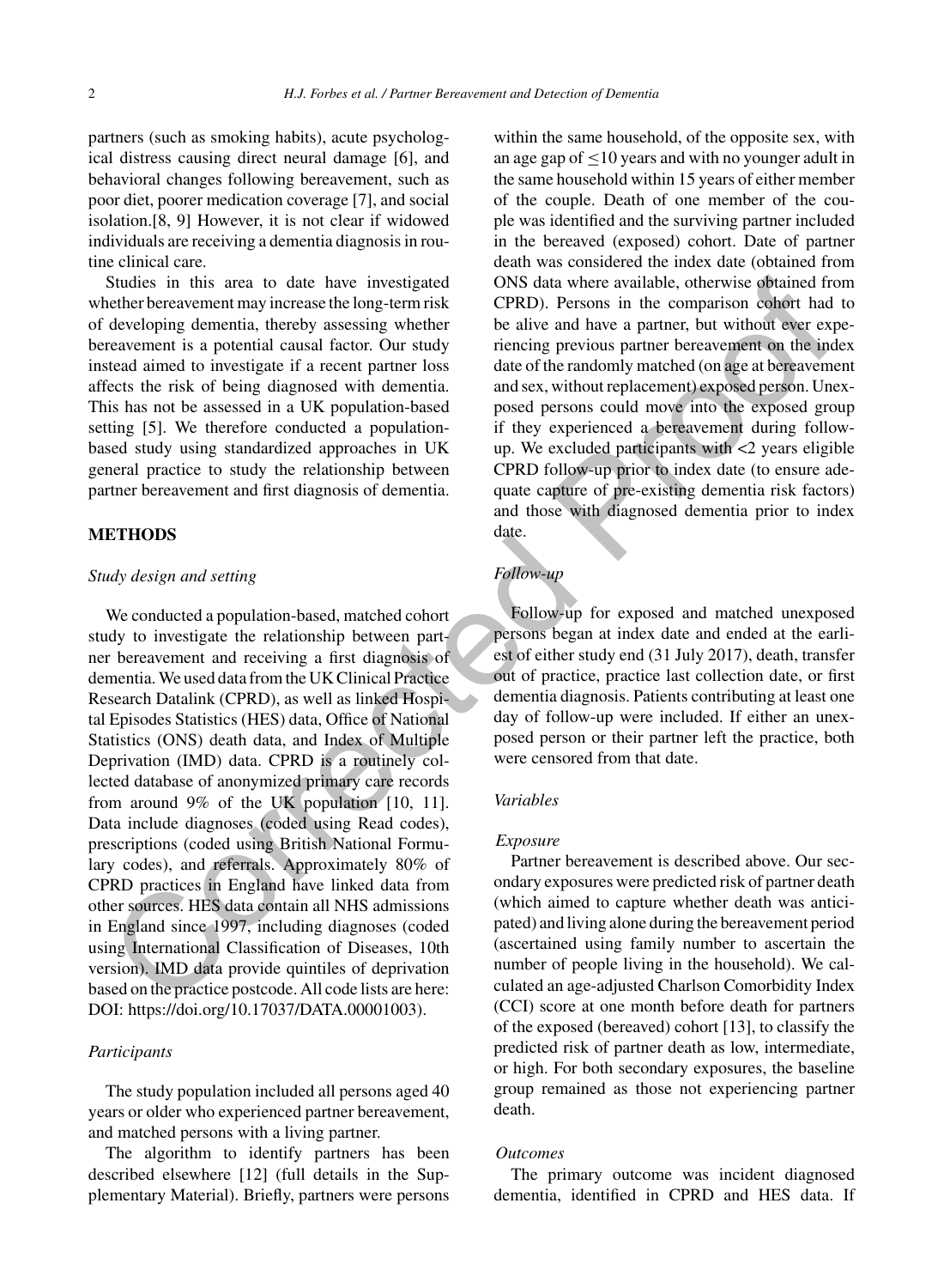partners (such as smoking habits), acute psychological distress causing direct neural damage [6], and behavioral changes following bereavement, such as poor diet, poorer medication coverage [7], and social isolation.[8, 9] However, it is not clear if widowed individuals are receiving a dementia diagnosis in routine clinical care.

Studies in this area to date have investigated whether bereavement may increase the long-term risk of developing dementia, thereby assessing whether bereavement is a potential causal factor. Our study instead aimed to investigate if a recent partner loss affects the risk of being diagnosed with dementia. This has not be assessed in a UK population-based setting [5]. We therefore conducted a population-based study using standardized approaches in UK general practice to study the relationship between partner bereavement and first diagnosis of dementia.

## METHODS

### *Study design and setting*

We conducted a population-based, matched cohort study to investigate the relationship between partner bereavement and receiving a first diagnosis of dementia. We used data from the UK Clinical Practice Research Datalink (CPRD), as well as linked Hospital Episodes Statistics (HES) data, Office of National Statistics (ONS) death data, and Index of Multiple Deprivation (IMD) data. CPRD is a routinely collected database of anonymized primary care records from around 9% of the UK population [10, 11]. Data include diagnoses (coded using Read codes), prescriptions (coded using British National Formulary codes), and referrals. Approximately 80% of CPRD practices in England have linked data from other sources. HES data contain all NHS admissions in England since 1997, including diagnoses (coded using International Classification of Diseases, 10th version). IMD data provide quintiles of deprivation based on the practice postcode. All code lists are here: DOI: https://doi.org/10.17037/DATA.00001003).

### *Participants*

The study population included all persons aged 40 years or older who experienced partner bereavement, and matched persons with a living partner.

The algorithm to identify partners has been described elsewhere [12] (full details in the Supplementary Material). Briefly, partners were persons within the same household, of the opposite sex, with an age gap of $\leq$10 years and with no younger adult in the same household within 15 years of either member of the couple. Death of one member of the couple was identified and the surviving partner included in the bereaved (exposed) cohort. Date of partner death was considered the index date (obtained from ONS data where available, otherwise obtained from CPRD). Persons in the comparison cohort had to be alive and have a partner, but without ever experiencing previous partner bereavement on the index date of the randomly matched (on age at bereavement and sex, without replacement) exposed person. Unexposed persons could move into the exposed group if they experienced a bereavement during follow-up. We excluded participants with <2 years eligible CPRD follow-up prior to index date (to ensure adequate capture of pre-existing dementia risk factors) and those with diagnosed dementia prior to index date.

### *Follow-up*

Follow-up for exposed and matched unexposed persons began at index date and ended at the earliest of either study end (31 July 2017), death, transfer out of practice, practice last collection date, or first dementia diagnosis. Patients contributing at least one day of follow-up were included. If either an unexposed person or their partner left the practice, both were censored from that date.

### *Variables*

#### *Exposure*

Partner bereavement is described above. Our secondary exposures were predicted risk of partner death (which aimed to capture whether death was anticipated) and living alone during the bereavement period (ascertained using family number to ascertain the number of people living in the household). We calculated an age-adjusted Charlson Comorbidity Index (CCI) score at one month before death for partners of the exposed (bereaved) cohort [13], to classify the predicted risk of partner death as low, intermediate, or high. For both secondary exposures, the baseline group remained as those not experiencing partner death.

#### *Outcomes*

The primary outcome was incident diagnosed dementia, identified in CPRD and HES data. If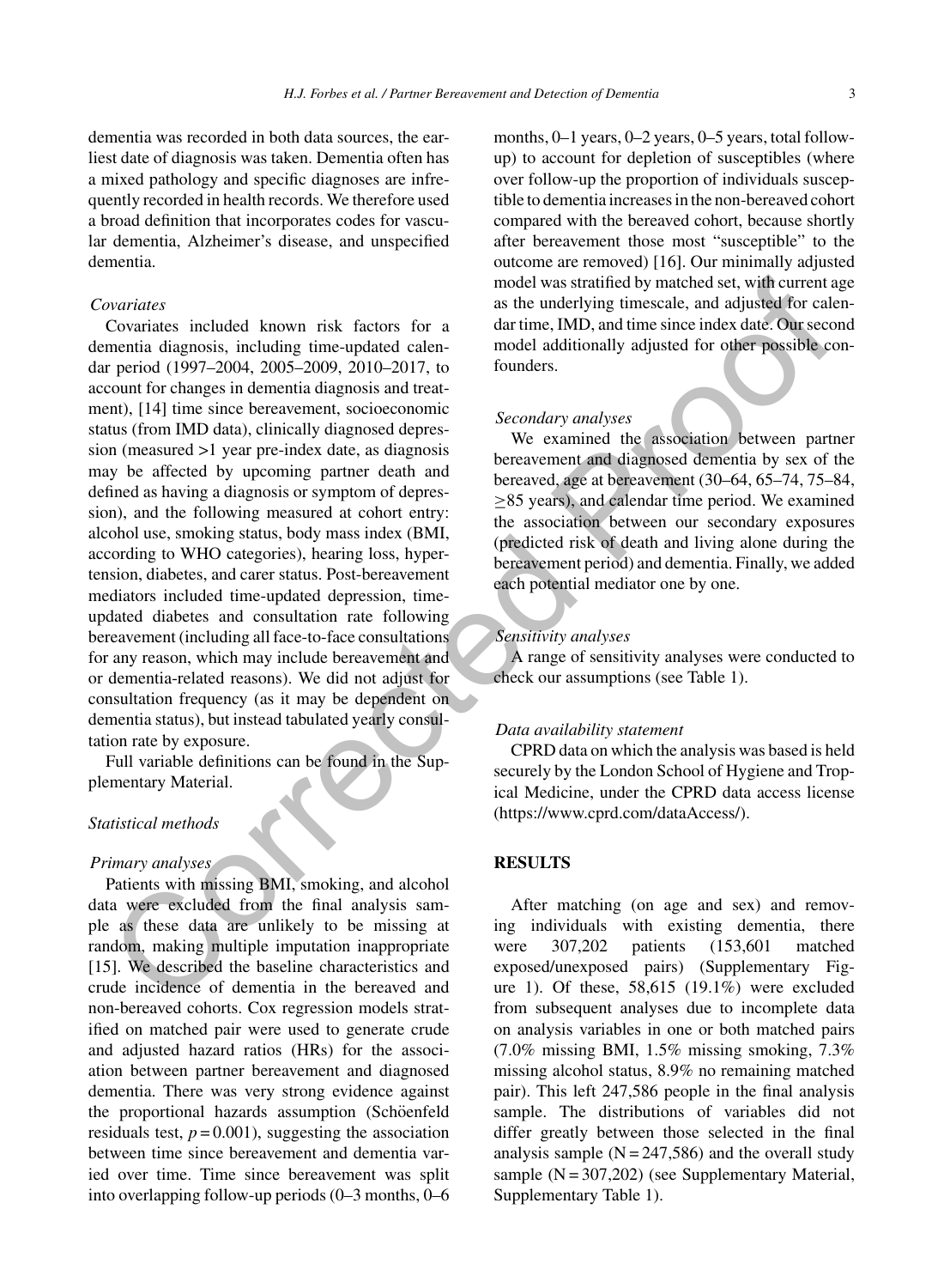dementia was recorded in both data sources, the earliest date of diagnosis was taken. Dementia often has a mixed pathology and specific diagnoses are infrequently recorded in health records. We therefore used a broad definition that incorporates codes for vascular dementia, Alzheimer's disease, and unspecified dementia.

*Covariates*

Covariates included known risk factors for a dementia diagnosis, including time-updated calendar period (1997–2004, 2005–2009, 2010–2017, to account for changes in dementia diagnosis and treatment), [14] time since bereavement, socioeconomic status (from IMD data), clinically diagnosed depression (measured >1 year pre-index date, as diagnosis may be affected by upcoming partner death and defined as having a diagnosis or symptom of depression), and the following measured at cohort entry: alcohol use, smoking status, body mass index (BMI, according to WHO categories), hearing loss, hypertension, diabetes, and carer status. Post-bereavement mediators included time-updated depression, time-updated diabetes and consultation rate following bereavement (including all face-to-face consultations for any reason, which may include bereavement and or dementia-related reasons). We did not adjust for consultation frequency (as it may be dependent on dementia status), but instead tabulated yearly consultation rate by exposure.

Full variable definitions can be found in the Supplementary Material.

*Statistical methods*

*Primary analyses*

Patients with missing BMI, smoking, and alcohol data were excluded from the final analysis sample as these data are unlikely to be missing at random, making multiple imputation inappropriate [15]. We described the baseline characteristics and crude incidence of dementia in the bereaved and non-bereaved cohorts. Cox regression models stratified on matched pair were used to generate crude and adjusted hazard ratios (HRs) for the association between partner bereavement and diagnosed dementia. There was very strong evidence against the proportional hazards assumption (Schöenfeld residuals test, $p = 0.001$), suggesting the association between time since bereavement and dementia varied over time. Time since bereavement was split into overlapping follow-up periods (0–3 months, 0–6 months, 0–1 years, 0–2 years, 0–5 years, total follow-up) to account for depletion of susceptibles (where over follow-up the proportion of individuals susceptible to dementia increases in the non-bereaved cohort compared with the bereaved cohort, because shortly after bereavement those most "susceptible" to the outcome are removed) [16]. Our minimally adjusted model was stratified by matched set, with current age as the underlying timescale, and adjusted for calendar time, IMD, and time since index date. Our second model additionally adjusted for other possible confounders.

*Secondary analyses*

We examined the association between partner bereavement and diagnosed dementia by sex of the bereaved, age at bereavement (30–64, 65–74, 75–84, ≥85 years), and calendar time period. We examined the association between our secondary exposures (predicted risk of death and living alone during the bereavement period) and dementia. Finally, we added each potential mediator one by one.

*Sensitivity analyses*

A range of sensitivity analyses were conducted to check our assumptions (see Table 1).

*Data availability statement*

CPRD data on which the analysis was based is held securely by the London School of Hygiene and Tropical Medicine, under the CPRD data access license (https://www.cprd.com/dataAccess/).

## RESULTS

After matching (on age and sex) and removing individuals with existing dementia, there were 307,202 patients (153,601 matched exposed/unexposed pairs) (Supplementary Figure 1). Of these, 58,615 (19.1%) were excluded from subsequent analyses due to incomplete data on analysis variables in one or both matched pairs (7.0% missing BMI, 1.5% missing smoking, 7.3% missing alcohol status, 8.9% no remaining matched pair). This left 247,586 people in the final analysis sample. The distributions of variables did not differ greatly between those selected in the final analysis sample (N = 247,586) and the overall study sample (N = 307,202) (see Supplementary Material, Supplementary Table 1).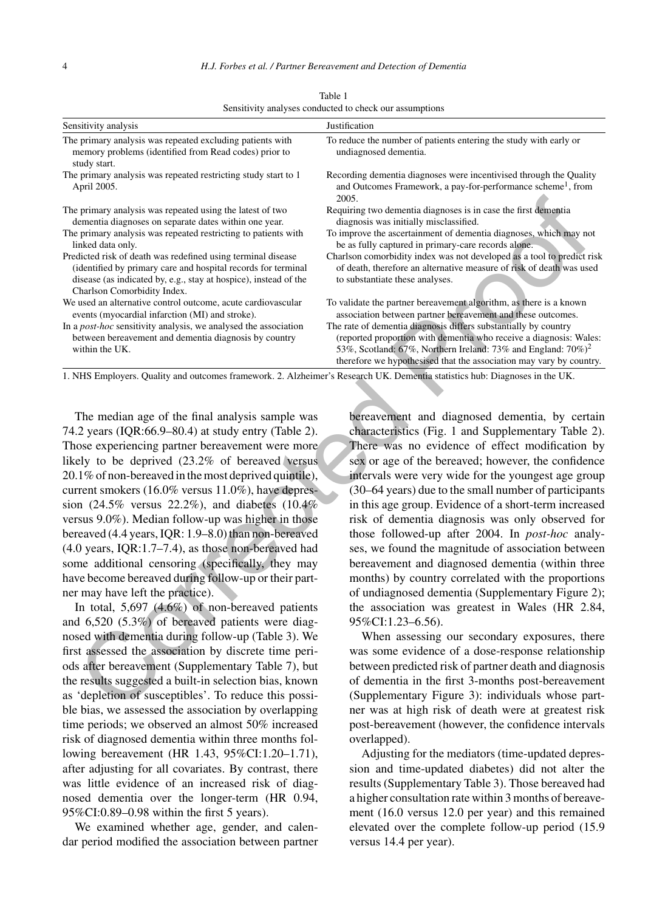Table 1
Sensitivity analyses conducted to check our assumptions

| Sensitivity analysis | Justification |
|---|---|
| The primary analysis was repeated excluding patients with memory problems (identified from Read codes) prior to study start. | To reduce the number of patients entering the study with early or undiagnosed dementia. |
| The primary analysis was repeated restricting study start to 1 April 2005. | Recording dementia diagnoses were incentivised through the Quality and Outcomes Framework, a pay-for-performance scheme[1], from 2005. |
| The primary analysis was repeated using the latest of two dementia diagnoses on separate dates within one year. | Requiring two dementia diagnoses is in case the first dementia diagnosis was initially misclassified. |
| The primary analysis was repeated restricting to patients with linked data only. | To improve the ascertainment of dementia diagnoses, which may not be as fully captured in primary-care records alone. |
| Predicted risk of death was redefined using terminal disease (identified by primary care and hospital records for terminal disease (as indicated by, e.g., stay at hospice), instead of the Charlson Comorbidity Index. | Charlson comorbidity index was not developed as a tool to predict risk of death, therefore an alternative measure of risk of death was used to substantiate these analyses. |
| We used an alternative control outcome, acute cardiovascular events (myocardial infarction (MI) and stroke). | To validate the partner bereavement algorithm, as there is a known association between partner bereavement and these outcomes. |
| In a *post-hoc* sensitivity analysis, we analysed the association between bereavement and dementia diagnosis by country within the UK. | The rate of dementia diagnosis differs substantially by country (reported proportion with dementia who receive a diagnosis: Wales: 53%, Scotland: 67%, Northern Ireland: 73% and England: 70%)[2] therefore we hypothesised that the association may vary by country. |

1. NHS Employers. Quality and outcomes framework. 2. Alzheimer's Research UK. Dementia statistics hub: Diagnoses in the UK.

The median age of the final analysis sample was 74.2 years (IQR:66.9–80.4) at study entry (Table 2). Those experiencing partner bereavement were more likely to be deprived (23.2% of bereaved versus 20.1% of non-bereaved in the most deprived quintile), current smokers (16.0% versus 11.0%), have depression (24.5% versus 22.2%), and diabetes (10.4% versus 9.0%). Median follow-up was higher in those bereaved (4.4 years, IQR: 1.9–8.0) than non-bereaved (4.0 years, IQR:1.7–7.4), as those non-bereaved had some additional censoring (specifically, they may have become bereaved during follow-up or their partner may have left the practice).

In total, 5,697 (4.6%) of non-bereaved patients and 6,520 (5.3%) of bereaved patients were diagnosed with dementia during follow-up (Table 3). We first assessed the association by discrete time periods after bereavement (Supplementary Table 7), but the results suggested a built-in selection bias, known as 'depletion of susceptibles'. To reduce this possible bias, we assessed the association by overlapping time periods; we observed an almost 50% increased risk of diagnosed dementia within three months following bereavement (HR 1.43, 95%CI:1.20–1.71), after adjusting for all covariates. By contrast, there was little evidence of an increased risk of diagnosed dementia over the longer-term (HR 0.94, 95%CI:0.89–0.98 within the first 5 years).

We examined whether age, gender, and calendar period modified the association between partner bereavement and diagnosed dementia, by certain characteristics (Fig. 1 and Supplementary Table 2). There was no evidence of effect modification by sex or age of the bereaved; however, the confidence intervals were very wide for the youngest age group (30–64 years) due to the small number of participants in this age group. Evidence of a short-term increased risk of dementia diagnosis was only observed for those followed-up after 2004. In *post-hoc* analyses, we found the magnitude of association between bereavement and diagnosed dementia (within three months) by country correlated with the proportions of undiagnosed dementia (Supplementary Figure 2); the association was greatest in Wales (HR 2.84, 95%CI:1.23–6.56).

When assessing our secondary exposures, there was some evidence of a dose-response relationship between predicted risk of partner death and diagnosis of dementia in the first 3-months post-bereavement (Supplementary Figure 3): individuals whose partner was at high risk of death were at greatest risk post-bereavement (however, the confidence intervals overlapped).

Adjusting for the mediators (time-updated depression and time-updated diabetes) did not alter the results (Supplementary Table 3). Those bereaved had a higher consultation rate within 3 months of bereavement (16.0 versus 12.0 per year) and this remained elevated over the complete follow-up period (15.9 versus 14.4 per year).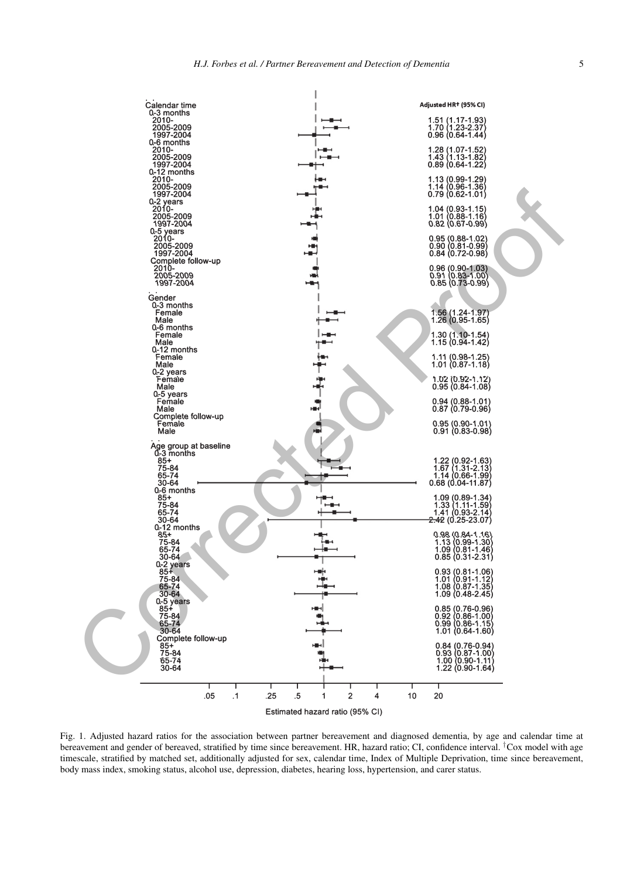| | Adjusted HR† (95% CI) |
|---|---|
| **Calendar time** | |
| 0-3 months | |
| 2010- | 1.51 (1.17-1.93) |
| 2005-2009 | 1.70 (1.23-2.37) |
| 1997-2004 | 0.96 (0.64-1.44) |
| 0-6 months | |
| 2010- | 1.28 (1.07-1.52) |
| 2005-2009 | 1.43 (1.13-1.82) |
| 1997-2004 | 0.89 (0.64-1.22) |
| 0-12 months | |
| 2010- | 1.13 (0.99-1.29) |
| 2005-2009 | 1.14 (0.96-1.36) |
| 1997-2004 | 0.79 (0.62-1.01) |
| 0-2 years | |
| 2010- | 1.04 (0.93-1.15) |
| 2005-2009 | 1.01 (0.88-1.16) |
| 1997-2004 | 0.82 (0.67-0.99) |
| 0-5 years | |
| 2010- | 0.95 (0.88-1.02) |
| 2005-2009 | 0.90 (0.81-0.99) |
| 1997-2004 | 0.84 (0.72-0.98) |
| Complete follow-up | |
| 2010- | 0.96 (0.90-1.03) |
| 2005-2009 | 0.91 (0.83-1.00) |
| 1997-2004 | 0.85 (0.73-0.99) |
| **Gender** | |
| 0-3 months | |
| Female | 1.56 (1.24-1.97) |
| Male | 1.26 (0.95-1.65) |
| 0-6 months | |
| Female | 1.30 (1.10-1.54) |
| Male | 1.15 (0.94-1.42) |
| 0-12 months | |
| Female | 1.11 (0.98-1.25) |
| Male | 1.01 (0.87-1.18) |
| 0-2 years | |
| Female | 1.02 (0.92-1.12) |
| Male | 0.95 (0.84-1.08) |
| 0-5 years | |
| Female | 0.94 (0.88-1.01) |
| Male | 0.87 (0.79-0.96) |
| Complete follow-up | |
| Female | 0.95 (0.90-1.01) |
| Male | 0.91 (0.83-0.98) |
| **Age group at baseline** | |
| 0-3 months | |
| 85+ | 1.22 (0.92-1.63) |
| 75-84 | 1.67 (1.31-2.13) |
| 65-74 | 1.14 (0.66-1.99) |
| 30-64 | 0.68 (0.04-11.87) |
| 0-6 months | |
| 85+ | 1.09 (0.89-1.34) |
| 75-84 | 1.33 (1.11-1.59) |
| 65-74 | 1.41 (0.93-2.14) |
| 30-64 | 2.42 (0.25-23.07) |
| 0-12 months | |
| 85+ | 0.98 (0.84-1.16) |
| 75-84 | 1.13 (0.99-1.30) |
| 65-74 | 1.09 (0.81-1.46) |
| 30-64 | 0.85 (0.31-2.31) |
| 0-2 years | |
| 85+ | 0.93 (0.81-1.06) |
| 75-84 | 1.01 (0.91-1.12) |
| 65-74 | 1.08 (0.87-1.35) |
| 30-64 | 1.09 (0.48-2.45) |
| 0-5 years | |
| 85+ | 0.85 (0.76-0.96) |
| 75-84 | 0.92 (0.86-1.00) |
| 65-74 | 0.99 (0.86-1.15) |
| 30-64 | 1.01 (0.64-1.60) |
| Complete follow-up | |
| 85+ | 0.84 (0.76-0.94) |
| 75-84 | 0.93 (0.87-1.00) |
| 65-74 | 1.00 (0.90-1.11) |
| 30-64 | 1.22 (0.90-1.64) |

Estimated hazard ratio (95% CI)

Fig. 1. Adjusted hazard ratios for the association between partner bereavement and diagnosed dementia, by age and calendar time at bereavement and gender of bereaved, stratified by time since bereavement. HR, hazard ratio; CI, confidence interval. †Cox model with age timescale, stratified by matched set, additionally adjusted for sex, calendar time, Index of Multiple Deprivation, time since bereavement, body mass index, smoking status, alcohol use, depression, diabetes, hearing loss, hypertension, and carer status.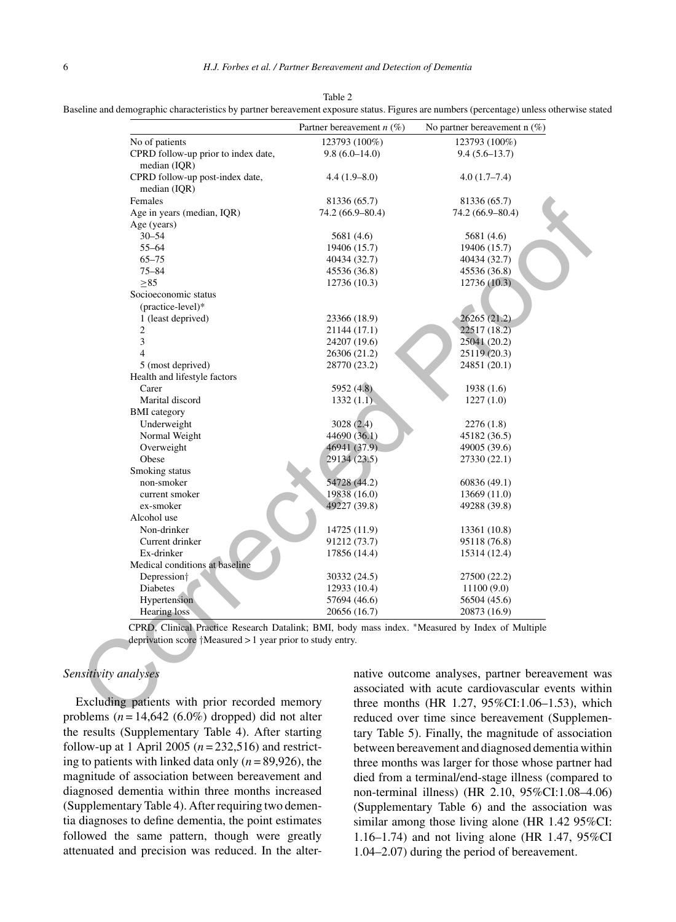Table 2

Baseline and demographic characteristics by partner bereavement exposure status. Figures are numbers (percentage) unless otherwise stated

| | Partner bereavement *n* (%) | No partner bereavement n (%) |
|---|---|---|
| No of patients | 123793 (100%) | 123793 (100%) |
| CPRD follow-up prior to index date, median (IQR) | 9.8 (6.0–14.0) | 9.4 (5.6–13.7) |
| CPRD follow-up post-index date, median (IQR) | 4.4 (1.9–8.0) | 4.0 (1.7–7.4) |
| Females | 81336 (65.7) | 81336 (65.7) |
| Age in years (median, IQR) | 74.2 (66.9–80.4) | 74.2 (66.9–80.4) |
| Age (years) | | |
| 30–54 | 5681 (4.6) | 5681 (4.6) |
| 55–64 | 19406 (15.7) | 19406 (15.7) |
| 65–75 | 40434 (32.7) | 40434 (32.7) |
| 75–84 | 45536 (36.8) | 45536 (36.8) |
| ≥85 | 12736 (10.3) | 12736 (10.3) |
| Socioeconomic status (practice-level)* | | |
| 1 (least deprived) | 23366 (18.9) | 26265 (21.2) |
| 2 | 21144 (17.1) | 22517 (18.2) |
| 3 | 24207 (19.6) | 25041 (20.2) |
| 4 | 26306 (21.2) | 25119 (20.3) |
| 5 (most deprived) | 28770 (23.2) | 24851 (20.1) |
| Health and lifestyle factors | | |
| Carer | 5952 (4.8) | 1938 (1.6) |
| Marital discord | 1332 (1.1) | 1227 (1.0) |
| BMI category | | |
| Underweight | 3028 (2.4) | 2276 (1.8) |
| Normal Weight | 44690 (36.1) | 45182 (36.5) |
| Overweight | 46941 (37.9) | 49005 (39.6) |
| Obese | 29134 (23.5) | 27330 (22.1) |
| Smoking status | | |
| non-smoker | 54728 (44.2) | 60836 (49.1) |
| current smoker | 19838 (16.0) | 13669 (11.0) |
| ex-smoker | 49227 (39.8) | 49288 (39.8) |
| Alcohol use | | |
| Non-drinker | 14725 (11.9) | 13361 (10.8) |
| Current drinker | 91212 (73.7) | 95118 (76.8) |
| Ex-drinker | 17856 (14.4) | 15314 (12.4) |
| Medical conditions at baseline | | |
| Depression† | 30332 (24.5) | 27500 (22.2) |
| Diabetes | 12933 (10.4) | 11100 (9.0) |
| Hypertension | 57694 (46.6) | 56504 (45.6) |
| Hearing loss | 20656 (16.7) | 20873 (16.9) |

CPRD, Clinical Practice Research Datalink; BMI, body mass index. *Measured by Index of Multiple deprivation score †Measured > 1 year prior to study entry.

### *Sensitivity analyses*

Excluding patients with prior recorded memory problems ($n = 14{,}642$ (6.0%) dropped) did not alter the results (Supplementary Table 4). After starting follow-up at 1 April 2005 ($n = 232{,}516$) and restricting to patients with linked data only ($n = 89{,}926$), the magnitude of association between bereavement and diagnosed dementia within three months increased (Supplementary Table 4). After requiring two dementia diagnoses to define dementia, the point estimates followed the same pattern, though were greatly attenuated and precision was reduced. In the alternative outcome analyses, partner bereavement was associated with acute cardiovascular events within three months (HR 1.27, 95%CI:1.06–1.53), which reduced over time since bereavement (Supplementary Table 5). Finally, the magnitude of association between bereavement and diagnosed dementia within three months was larger for those whose partner had died from a terminal/end-stage illness (compared to non-terminal illness) (HR 2.10, 95%CI:1.08–4.06) (Supplementary Table 6) and the association was similar among those living alone (HR 1.42 95%CI: 1.16–1.74) and not living alone (HR 1.47, 95%CI 1.04–2.07) during the period of bereavement.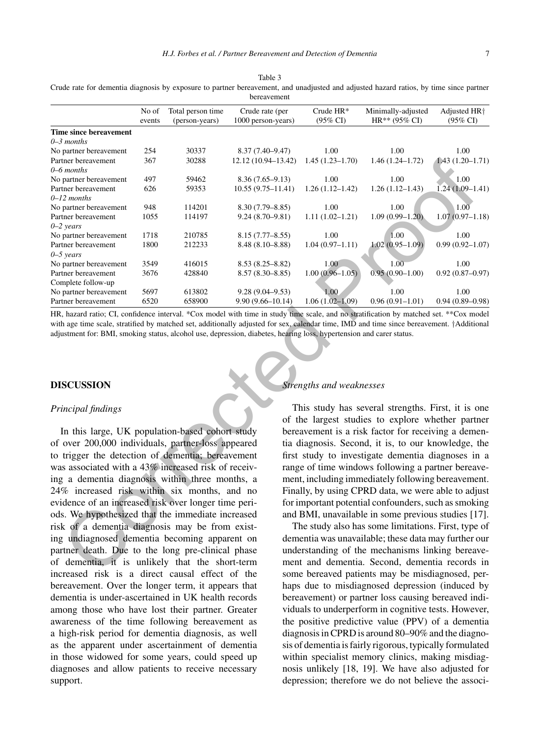Table 3

Crude rate for dementia diagnosis by exposure to partner bereavement, and unadjusted and adjusted hazard ratios, by time since partner bereavement

| | No of events | Total person time (person-years) | Crude rate (per 1000 person-years) | Crude HR* (95% CI) | Minimally-adjusted HR** (95% CI) | Adjusted HR† (95% CI) |
|---|---|---|---|---|---|---|
| **Time since bereavement** | | | | | | |
| *0–3 months* | | | | | | |
| No partner bereavement | 254 | 30337 | 8.37 (7.40–9.47) | 1.00 | 1.00 | 1.00 |
| Partner bereavement | 367 | 30288 | 12.12 (10.94–13.42) | 1.45 (1.23–1.70) | 1.46 (1.24–1.72) | 1.43 (1.20–1.71) |
| *0–6 months* | | | | | | |
| No partner bereavement | 497 | 59462 | 8.36 (7.65–9.13) | 1.00 | 1.00 | 1.00 |
| Partner bereavement | 626 | 59353 | 10.55 (9.75–11.41) | 1.26 (1.12–1.42) | 1.26 (1.12–1.43) | 1.24 (1.09–1.41) |
| *0–12 months* | | | | | | |
| No partner bereavement | 948 | 114201 | 8.30 (7.79–8.85) | 1.00 | 1.00 | 1.00 |
| Partner bereavement | 1055 | 114197 | 9.24 (8.70–9.81) | 1.11 (1.02–1.21) | 1.09 (0.99–1.20) | 1.07 (0.97–1.18) |
| *0–2 years* | | | | | | |
| No partner bereavement | 1718 | 210785 | 8.15 (7.77–8.55) | 1.00 | 1.00 | 1.00 |
| Partner bereavement | 1800 | 212233 | 8.48 (8.10–8.88) | 1.04 (0.97–1.11) | 1.02 (0.95–1.09) | 0.99 (0.92–1.07) |
| *0–5 years* | | | | | | |
| No partner bereavement | 3549 | 416015 | 8.53 (8.25–8.82) | 1.00 | 1.00 | 1.00 |
| Partner bereavement | 3676 | 428840 | 8.57 (8.30–8.85) | 1.00 (0.96–1.05) | 0.95 (0.90–1.00) | 0.92 (0.87–0.97) |
| Complete follow-up | | | | | | |
| No partner bereavement | 5697 | 613802 | 9.28 (9.04–9.53) | 1.00 | 1.00 | 1.00 |
| Partner bereavement | 6520 | 658900 | 9.90 (9.66–10.14) | 1.06 (1.02–1.09) | 0.96 (0.91–1.01) | 0.94 (0.89–0.98) |

HR, hazard ratio; CI, confidence interval. *Cox model with time in study time scale, and no stratification by matched set. **Cox model with age time scale, stratified by matched set, additionally adjusted for sex, calendar time, IMD and time since bereavement. †Additional adjustment for: BMI, smoking status, alcohol use, depression, diabetes, hearing loss, hypertension and carer status.

## DISCUSSION

### Principal findings

In this large, UK population-based cohort study of over 200,000 individuals, partner-loss appeared to trigger the detection of dementia; bereavement was associated with a 43% increased risk of receiving a dementia diagnosis within three months, a 24% increased risk within six months, and no evidence of an increased risk over longer time periods. We hypothesized that the immediate increased risk of a dementia diagnosis may be from existing undiagnosed dementia becoming apparent on partner death. Due to the long pre-clinical phase of dementia, it is unlikely that the short-term increased risk is a direct causal effect of the bereavement. Over the longer term, it appears that dementia is under-ascertained in UK health records among those who have lost their partner. Greater awareness of the time following bereavement as a high-risk period for dementia diagnosis, as well as the apparent under ascertainment of dementia in those widowed for some years, could speed up diagnoses and allow patients to receive necessary support.

### Strengths and weaknesses

This study has several strengths. First, it is one of the largest studies to explore whether partner bereavement is a risk factor for receiving a dementia diagnosis. Second, it is, to our knowledge, the first study to investigate dementia diagnoses in a range of time windows following a partner bereavement, including immediately following bereavement. Finally, by using CPRD data, we were able to adjust for important potential confounders, such as smoking and BMI, unavailable in some previous studies [17].

The study also has some limitations. First, type of dementia was unavailable; these data may further our understanding of the mechanisms linking bereavement and dementia. Second, dementia records in some bereaved patients may be misdiagnosed, perhaps due to misdiagnosed depression (induced by bereavement) or partner loss causing bereaved individuals to underperform in cognitive tests. However, the positive predictive value (PPV) of a dementia diagnosis in CPRD is around 80–90% and the diagnosis of dementia is fairly rigorous, typically formulated within specialist memory clinics, making misdiagnosis unlikely [18, 19]. We have also adjusted for depression; therefore we do not believe the associ-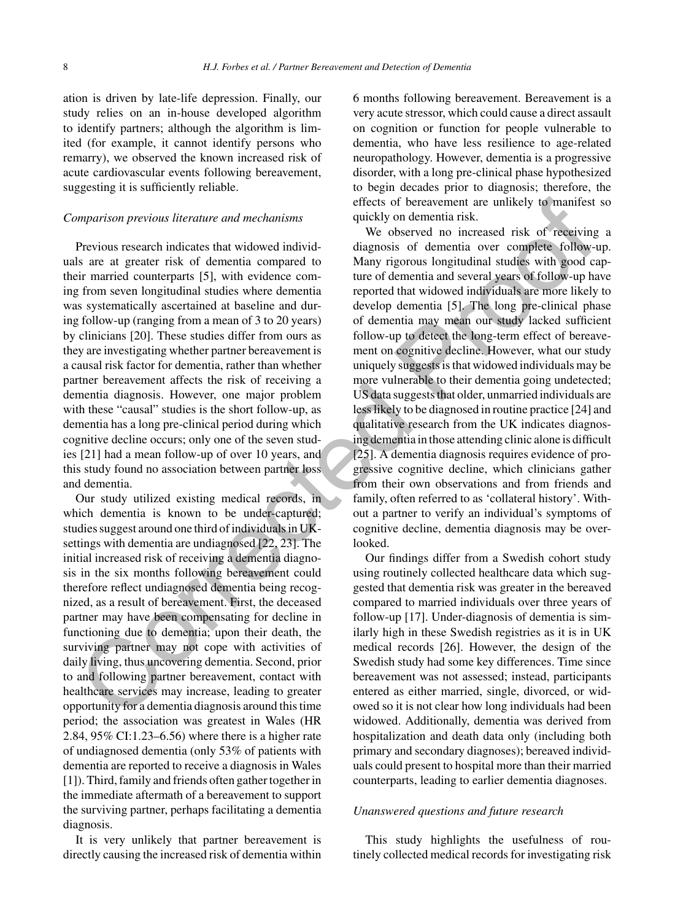ation is driven by late-life depression. Finally, our study relies on an in-house developed algorithm to identify partners; although the algorithm is limited (for example, it cannot identify persons who remarry), we observed the known increased risk of acute cardiovascular events following bereavement, suggesting it is sufficiently reliable.

*Comparison previous literature and mechanisms*

Previous research indicates that widowed individuals are at greater risk of dementia compared to their married counterparts [5], with evidence coming from seven longitudinal studies where dementia was systematically ascertained at baseline and during follow-up (ranging from a mean of 3 to 20 years) by clinicians [20]. These studies differ from ours as they are investigating whether partner bereavement is a causal risk factor for dementia, rather than whether partner bereavement affects the risk of receiving a dementia diagnosis. However, one major problem with these "causal" studies is the short follow-up, as dementia has a long pre-clinical period during which cognitive decline occurs; only one of the seven studies [21] had a mean follow-up of over 10 years, and this study found no association between partner loss and dementia.

Our study utilized existing medical records, in which dementia is known to be under-captured; studies suggest around one third of individuals in UK-settings with dementia are undiagnosed [22, 23]. The initial increased risk of receiving a dementia diagnosis in the six months following bereavement could therefore reflect undiagnosed dementia being recognized, as a result of bereavement. First, the deceased partner may have been compensating for decline in functioning due to dementia; upon their death, the surviving partner may not cope with activities of daily living, thus uncovering dementia. Second, prior to and following partner bereavement, contact with healthcare services may increase, leading to greater opportunity for a dementia diagnosis around this time period; the association was greatest in Wales (HR 2.84, 95% CI:1.23–6.56) where there is a higher rate of undiagnosed dementia (only 53% of patients with dementia are reported to receive a diagnosis in Wales [1]). Third, family and friends often gather together in the immediate aftermath of a bereavement to support the surviving partner, perhaps facilitating a dementia diagnosis.

It is very unlikely that partner bereavement is directly causing the increased risk of dementia within 6 months following bereavement. Bereavement is a very acute stressor, which could cause a direct assault on cognition or function for people vulnerable to dementia, who have less resilience to age-related neuropathology. However, dementia is a progressive disorder, with a long pre-clinical phase hypothesized to begin decades prior to diagnosis; therefore, the effects of bereavement are unlikely to manifest so quickly on dementia risk.

We observed no increased risk of receiving a diagnosis of dementia over complete follow-up. Many rigorous longitudinal studies with good capture of dementia and several years of follow-up have reported that widowed individuals are more likely to develop dementia [5]. The long pre-clinical phase of dementia may mean our study lacked sufficient follow-up to detect the long-term effect of bereavement on cognitive decline. However, what our study uniquely suggests is that widowed individuals may be more vulnerable to their dementia going undetected; US data suggests that older, unmarried individuals are less likely to be diagnosed in routine practice [24] and qualitative research from the UK indicates diagnosing dementia in those attending clinic alone is difficult [25]. A dementia diagnosis requires evidence of progressive cognitive decline, which clinicians gather from their own observations and from friends and family, often referred to as 'collateral history'. Without a partner to verify an individual's symptoms of cognitive decline, dementia diagnosis may be overlooked.

Our findings differ from a Swedish cohort study using routinely collected healthcare data which suggested that dementia risk was greater in the bereaved compared to married individuals over three years of follow-up [17]. Under-diagnosis of dementia is similarly high in these Swedish registries as it is in UK medical records [26]. However, the design of the Swedish study had some key differences. Time since bereavement was not assessed; instead, participants entered as either married, single, divorced, or widowed so it is not clear how long individuals had been widowed. Additionally, dementia was derived from hospitalization and death data only (including both primary and secondary diagnoses); bereaved individuals could present to hospital more than their married counterparts, leading to earlier dementia diagnoses.

*Unanswered questions and future research*

This study highlights the usefulness of routinely collected medical records for investigating risk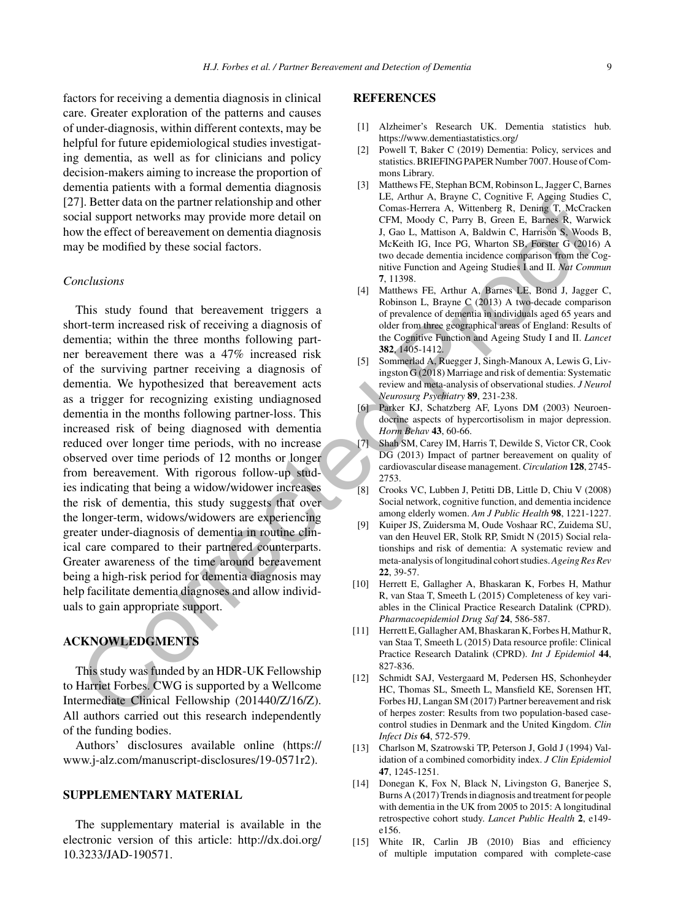factors for receiving a dementia diagnosis in clinical care. Greater exploration of the patterns and causes of under-diagnosis, within different contexts, may be helpful for future epidemiological studies investigating dementia, as well as for clinicians and policy decision-makers aiming to increase the proportion of dementia patients with a formal dementia diagnosis [27]. Better data on the partner relationship and other social support networks may provide more detail on how the effect of bereavement on dementia diagnosis may be modified by these social factors.

### *Conclusions*

This study found that bereavement triggers a short-term increased risk of receiving a diagnosis of dementia; within the three months following partner bereavement there was a 47% increased risk of the surviving partner receiving a diagnosis of dementia. We hypothesized that bereavement acts as a trigger for recognizing existing undiagnosed dementia in the months following partner-loss. This increased risk of being diagnosed with dementia reduced over longer time periods, with no increase observed over time periods of 12 months or longer from bereavement. With rigorous follow-up studies indicating that being a widow/widower increases the risk of dementia, this study suggests that over the longer-term, widows/widowers are experiencing greater under-diagnosis of dementia in routine clinical care compared to their partnered counterparts. Greater awareness of the time around bereavement being a high-risk period for dementia diagnosis may help facilitate dementia diagnoses and allow individuals to gain appropriate support.

## ACKNOWLEDGMENTS

This study was funded by an HDR-UK Fellowship to Harriet Forbes. CWG is supported by a Wellcome Intermediate Clinical Fellowship (201440/Z/16/Z). All authors carried out this research independently of the funding bodies.

Authors' disclosures available online (https://www.j-alz.com/manuscript-disclosures/19-0571r2).

## SUPPLEMENTARY MATERIAL

The supplementary material is available in the electronic version of this article: http://dx.doi.org/10.3233/JAD-190571.

## REFERENCES

[1] Alzheimer's Research UK. Dementia statistics hub. https://www.dementiastatistics.org/

[2] Powell T, Baker C (2019) Dementia: Policy, services and statistics. BRIEFING PAPER Number 7007. House of Commons Library.

[3] Matthews FE, Stephan BCM, Robinson L, Jagger C, Barnes LE, Arthur A, Brayne C, Cognitive F, Ageing Studies C, Comas-Herrera A, Wittenberg R, Dening T, McCracken CFM, Moody C, Parry B, Green E, Barnes R, Warwick J, Gao L, Mattison A, Baldwin C, Harrison S, Woods B, McKeith IG, Ince PG, Wharton SB, Forster G (2016) A two decade dementia incidence comparison from the Cognitive Function and Ageing Studies I and II. *Nat Commun* **7**, 11398.

[4] Matthews FE, Arthur A, Barnes LE, Bond J, Jagger C, Robinson L, Brayne C (2013) A two-decade comparison of prevalence of dementia in individuals aged 65 years and older from three geographical areas of England: Results of the Cognitive Function and Ageing Study I and II. *Lancet* **382**, 1405-1412.

[5] Sommerlad A, Ruegger J, Singh-Manoux A, Lewis G, Livingston G (2018) Marriage and risk of dementia: Systematic review and meta-analysis of observational studies. *J Neurol Neurosurg Psychiatry* **89**, 231-238.

[6] Parker KJ, Schatzberg AF, Lyons DM (2003) Neuroendocrine aspects of hypercortisolism in major depression. *Horm Behav* **43**, 60-66.

[7] Shah SM, Carey IM, Harris T, Dewilde S, Victor CR, Cook DG (2013) Impact of partner bereavement on quality of cardiovascular disease management. *Circulation* **128**, 2745-2753.

[8] Crooks VC, Lubben J, Petitti DB, Little D, Chiu V (2008) Social network, cognitive function, and dementia incidence among elderly women. *Am J Public Health* **98**, 1221-1227.

[9] Kuiper JS, Zuidersma M, Oude Voshaar RC, Zuidema SU, van den Heuvel ER, Stolk RP, Smidt N (2015) Social relationships and risk of dementia: A systematic review and meta-analysis of longitudinal cohort studies. *Ageing Res Rev* **22**, 39-57.

[10] Herrett E, Gallagher A, Bhaskaran K, Forbes H, Mathur R, van Staa T, Smeeth L (2015) Completeness of key variables in the Clinical Practice Research Datalink (CPRD). *Pharmacoepidemiol Drug Saf* **24**, 586-587.

[11] Herrett E, Gallagher AM, Bhaskaran K, Forbes H, Mathur R, van Staa T, Smeeth L (2015) Data resource profile: Clinical Practice Research Datalink (CPRD). *Int J Epidemiol* **44**, 827-836.

[12] Schmidt SAJ, Vestergaard M, Pedersen HS, Schonheyder HC, Thomas SL, Smeeth L, Mansfield KE, Sorensen HT, Forbes HJ, Langan SM (2017) Partner bereavement and risk of herpes zoster: Results from two population-based case-control studies in Denmark and the United Kingdom. *Clin Infect Dis* **64**, 572-579.

[13] Charlson M, Szatrowski TP, Peterson J, Gold J (1994) Validation of a combined comorbidity index. *J Clin Epidemiol* **47**, 1245-1251.

[14] Donegan K, Fox N, Black N, Livingston G, Banerjee S, Burns A (2017) Trends in diagnosis and treatment for people with dementia in the UK from 2005 to 2015: A longitudinal retrospective cohort study. *Lancet Public Health* **2**, e149-e156.

[15] White IR, Carlin JB (2010) Bias and efficiency of multiple imputation compared with complete-case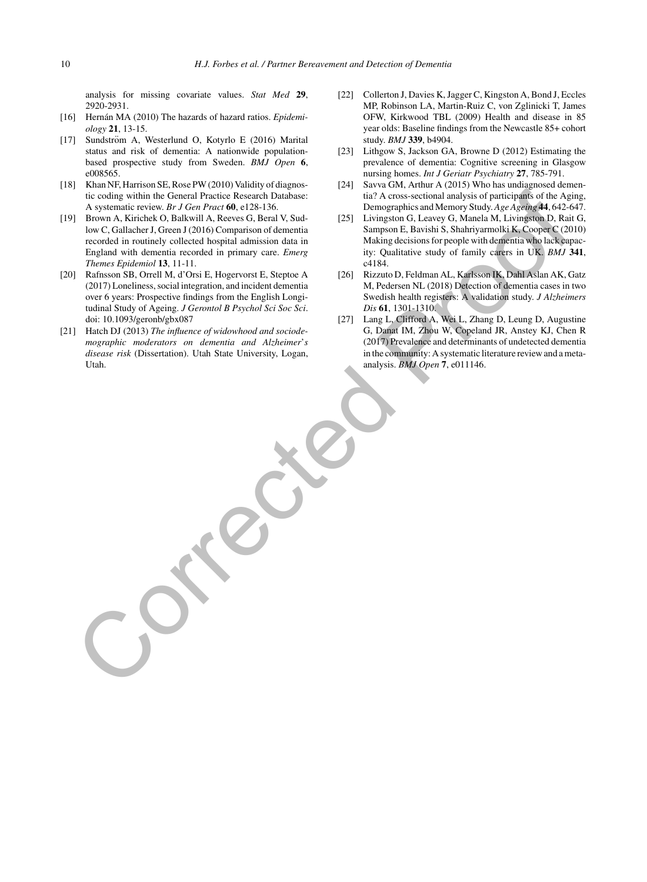analysis for missing covariate values. *Stat Med* **29**, 2920-2931.

[16] Hernán MA (2010) The hazards of hazard ratios. *Epidemiology* **21**, 13-15.

[17] Sundström A, Westerlund O, Kotyrlo E (2016) Marital status and risk of dementia: A nationwide population-based prospective study from Sweden. *BMJ Open* **6**, e008565.

[18] Khan NF, Harrison SE, Rose PW (2010) Validity of diagnostic coding within the General Practice Research Database: A systematic review. *Br J Gen Pract* **60**, e128-136.

[19] Brown A, Kirichek O, Balkwill A, Reeves G, Beral V, Sudlow C, Gallacher J, Green J (2016) Comparison of dementia recorded in routinely collected hospital admission data in England with dementia recorded in primary care. *Emerg Themes Epidemiol* **13**, 11-11.

[20] Rafnsson SB, Orrell M, d'Orsi E, Hogervorst E, Steptoe A (2017) Loneliness, social integration, and incident dementia over 6 years: Prospective findings from the English Longitudinal Study of Ageing. *J Gerontol B Psychol Sci Soc Sci*. doi: 10.1093/geronb/gbx087

[21] Hatch DJ (2013) *The influence of widowhood and sociodemographic moderators on dementia and Alzheimer's disease risk* (Dissertation). Utah State University, Logan, Utah.

[22] Collerton J, Davies K, Jagger C, Kingston A, Bond J, Eccles MP, Robinson LA, Martin-Ruiz C, von Zglinicki T, James OFW, Kirkwood TBL (2009) Health and disease in 85 year olds: Baseline findings from the Newcastle 85+ cohort study. *BMJ* **339**, b4904.

[23] Lithgow S, Jackson GA, Browne D (2012) Estimating the prevalence of dementia: Cognitive screening in Glasgow nursing homes. *Int J Geriatr Psychiatry* **27**, 785-791.

[24] Savva GM, Arthur A (2015) Who has undiagnosed dementia? A cross-sectional analysis of participants of the Aging, Demographics and Memory Study. *Age Ageing* **44**, 642-647.

[25] Livingston G, Leavey G, Manela M, Livingston D, Rait G, Sampson E, Bavishi S, Shahriyarmolki K, Cooper C (2010) Making decisions for people with dementia who lack capacity: Qualitative study of family carers in UK. *BMJ* **341**, c4184.

[26] Rizzuto D, Feldman AL, Karlsson IK, Dahl Aslan AK, Gatz M, Pedersen NL (2018) Detection of dementia cases in two Swedish health registers: A validation study. *J Alzheimers Dis* **61**, 1301-1310.

[27] Lang L, Clifford A, Wei L, Zhang D, Leung D, Augustine G, Danat IM, Zhou W, Copeland JR, Anstey KJ, Chen R (2017) Prevalence and determinants of undetected dementia in the community: A systematic literature review and a meta-analysis. *BMJ Open* **7**, e011146.